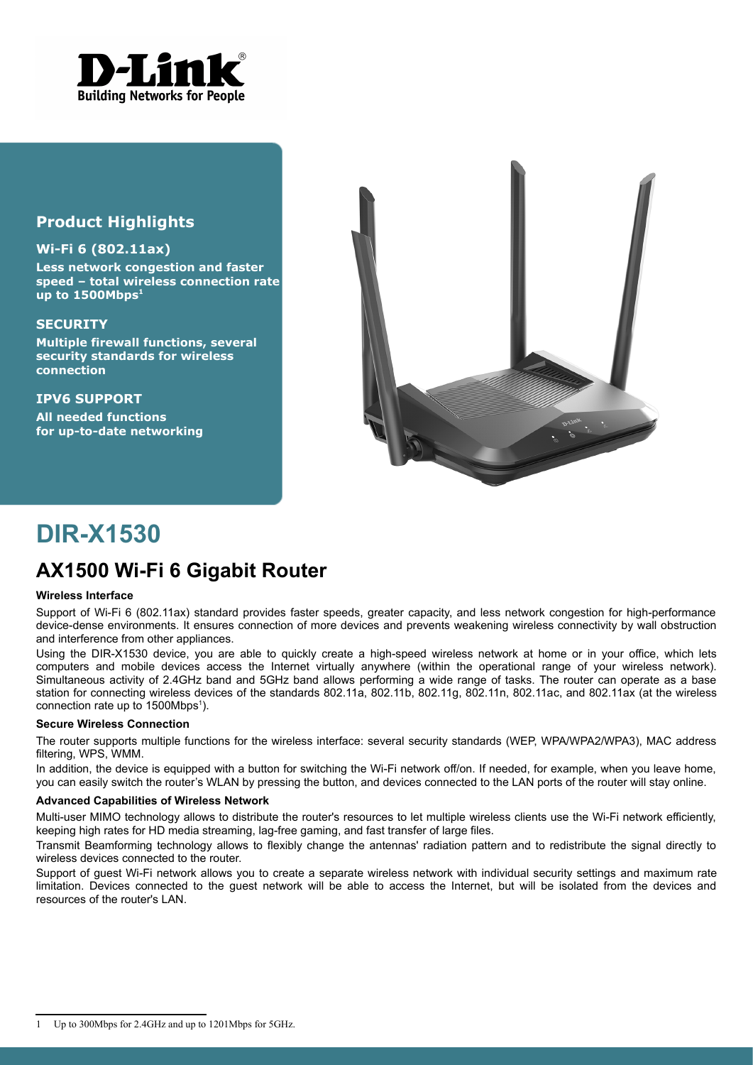## Product Highlights

**Wi-Fi 6 (802.11ax)**

**Less network congestion and faster speed – total wireless connection rate up to 1500Mbps[1]**

**SECURITY**

**Multiple firewall functions, several security standards for wireless connection**

**IPV6 SUPPORT**

**All needed functions for up-to-date networking**

# DIR-X1530

## AX1500 Wi-Fi 6 Gigabit Router

#### Wireless Interface

Support of Wi-Fi 6 (802.11ax) standard provides faster speeds, greater capacity, and less network congestion for high-performance device-dense environments. It ensures connection of more devices and prevents weakening wireless connectivity by wall obstruction and interference from other appliances.

Using the DIR-X1530 device, you are able to quickly create a high-speed wireless network at home or in your office, which lets computers and mobile devices access the Internet virtually anywhere (within the operational range of your wireless network). Simultaneous activity of 2.4GHz band and 5GHz band allows performing a wide range of tasks. The router can operate as a base station for connecting wireless devices of the standards 802.11a, 802.11b, 802.11g, 802.11n, 802.11ac, and 802.11ax (at the wireless connection rate up to 1500Mbps[1]).

#### Secure Wireless Connection

The router supports multiple functions for the wireless interface: several security standards (WEP, WPA/WPA2/WPA3), MAC address filtering, WPS, WMM.

In addition, the device is equipped with a button for switching the Wi-Fi network off/on. If needed, for example, when you leave home, you can easily switch the router's WLAN by pressing the button, and devices connected to the LAN ports of the router will stay online.

#### Advanced Capabilities of Wireless Network

Multi-user MIMO technology allows to distribute the router's resources to let multiple wireless clients use the Wi-Fi network efficiently, keeping high rates for HD media streaming, lag-free gaming, and fast transfer of large files.

Transmit Beamforming technology allows to flexibly change the antennas' radiation pattern and to redistribute the signal directly to wireless devices connected to the router.

Support of guest Wi-Fi network allows you to create a separate wireless network with individual security settings and maximum rate limitation. Devices connected to the guest network will be able to access the Internet, but will be isolated from the devices and resources of the router's LAN.

---

1 Up to 300Mbps for 2.4GHz and up to 1201Mbps for 5GHz.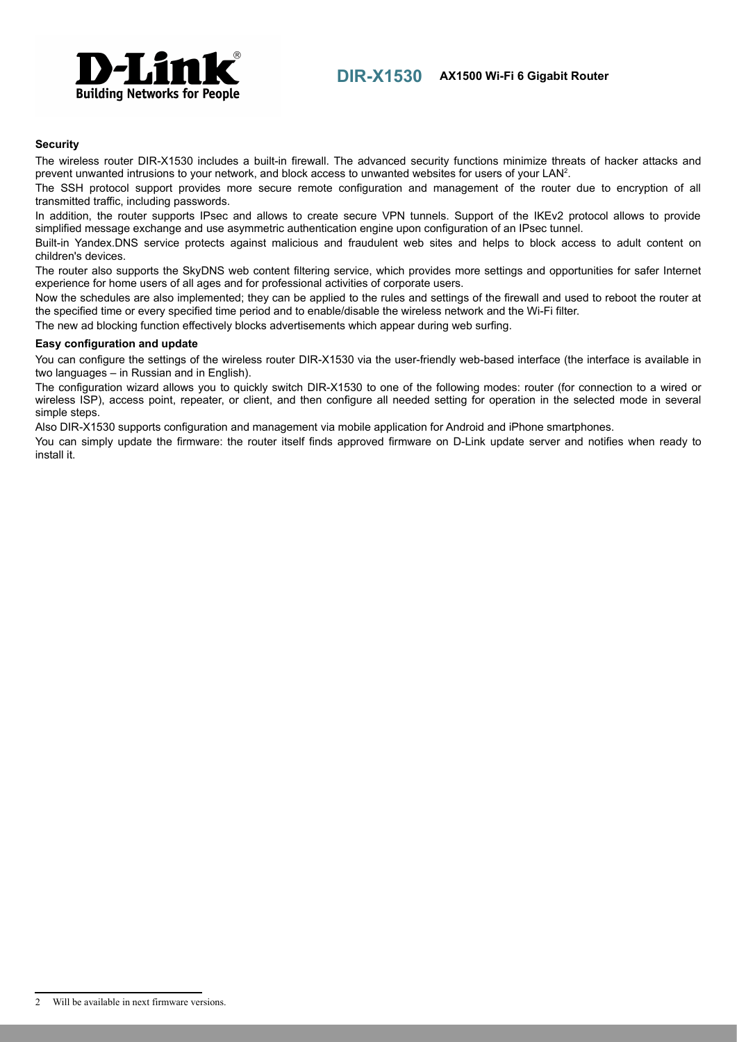### Security

The wireless router DIR-X1530 includes a built-in firewall. The advanced security functions minimize threats of hacker attacks and prevent unwanted intrusions to your network, and block access to unwanted websites for users of your LAN[2].

The SSH protocol support provides more secure remote configuration and management of the router due to encryption of all transmitted traffic, including passwords.

In addition, the router supports IPsec and allows to create secure VPN tunnels. Support of the IKEv2 protocol allows to provide simplified message exchange and use asymmetric authentication engine upon configuration of an IPsec tunnel.

Built-in Yandex.DNS service protects against malicious and fraudulent web sites and helps to block access to adult content on children's devices.

The router also supports the SkyDNS web content filtering service, which provides more settings and opportunities for safer Internet experience for home users of all ages and for professional activities of corporate users.

Now the schedules are also implemented; they can be applied to the rules and settings of the firewall and used to reboot the router at the specified time or every specified time period and to enable/disable the wireless network and the Wi-Fi filter.

The new ad blocking function effectively blocks advertisements which appear during web surfing.

### Easy configuration and update

You can configure the settings of the wireless router DIR-X1530 via the user-friendly web-based interface (the interface is available in two languages – in Russian and in English).

The configuration wizard allows you to quickly switch DIR-X1530 to one of the following modes: router (for connection to a wired or wireless ISP), access point, repeater, or client, and then configure all needed setting for operation in the selected mode in several simple steps.

Also DIR-X1530 supports configuration and management via mobile application for Android and iPhone smartphones.

You can simply update the firmware: the router itself finds approved firmware on D-Link update server and notifies when ready to install it.

---

2 Will be available in next firmware versions.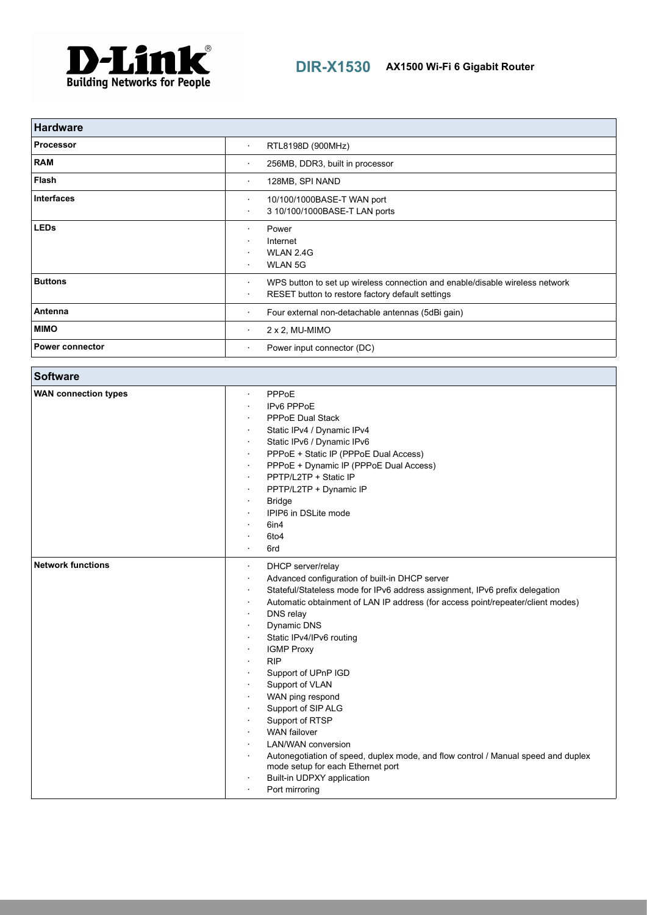# DIR-X1530 AX1500 Wi-Fi 6 Gigabit Router

| Hardware | |
|---|---|
| **Processor** | · RTL8198D (900MHz) |
| **RAM** | · 256MB, DDR3, built in processor |
| **Flash** | · 128MB, SPI NAND |
| **Interfaces** | · 10/100/1000BASE-T WAN port<br>· 3 10/100/1000BASE-T LAN ports |
| **LEDs** | · Power<br>· Internet<br>· WLAN 2.4G<br>· WLAN 5G |
| **Buttons** | · WPS button to set up wireless connection and enable/disable wireless network<br>· RESET button to restore factory default settings |
| **Antenna** | · Four external non-detachable antennas (5dBi gain) |
| **MIMO** | · 2 x 2, MU-MIMO |
| **Power connector** | · Power input connector (DC) |

| Software | |
|---|---|
| **WAN connection types** | · PPPoE<br>· IPv6 PPPoE<br>· PPPoE Dual Stack<br>· Static IPv4 / Dynamic IPv4<br>· Static IPv6 / Dynamic IPv6<br>· PPPoE + Static IP (PPPoE Dual Access)<br>· PPPoE + Dynamic IP (PPPoE Dual Access)<br>· PPTP/L2TP + Static IP<br>· PPTP/L2TP + Dynamic IP<br>· Bridge<br>· IPIP6 in DSLite mode<br>· 6in4<br>· 6to4<br>· 6rd |
| **Network functions** | · DHCP server/relay<br>· Advanced configuration of built-in DHCP server<br>· Stateful/Stateless mode for IPv6 address assignment, IPv6 prefix delegation<br>· Automatic obtainment of LAN IP address (for access point/repeater/client modes)<br>· DNS relay<br>· Dynamic DNS<br>· Static IPv4/IPv6 routing<br>· IGMP Proxy<br>· RIP<br>· Support of UPnP IGD<br>· Support of VLAN<br>· WAN ping respond<br>· Support of SIP ALG<br>· Support of RTSP<br>· WAN failover<br>· LAN/WAN conversion<br>· Autonegotiation of speed, duplex mode, and flow control / Manual speed and duplex mode setup for each Ethernet port<br>· Built-in UDPXY application<br>· Port mirroring |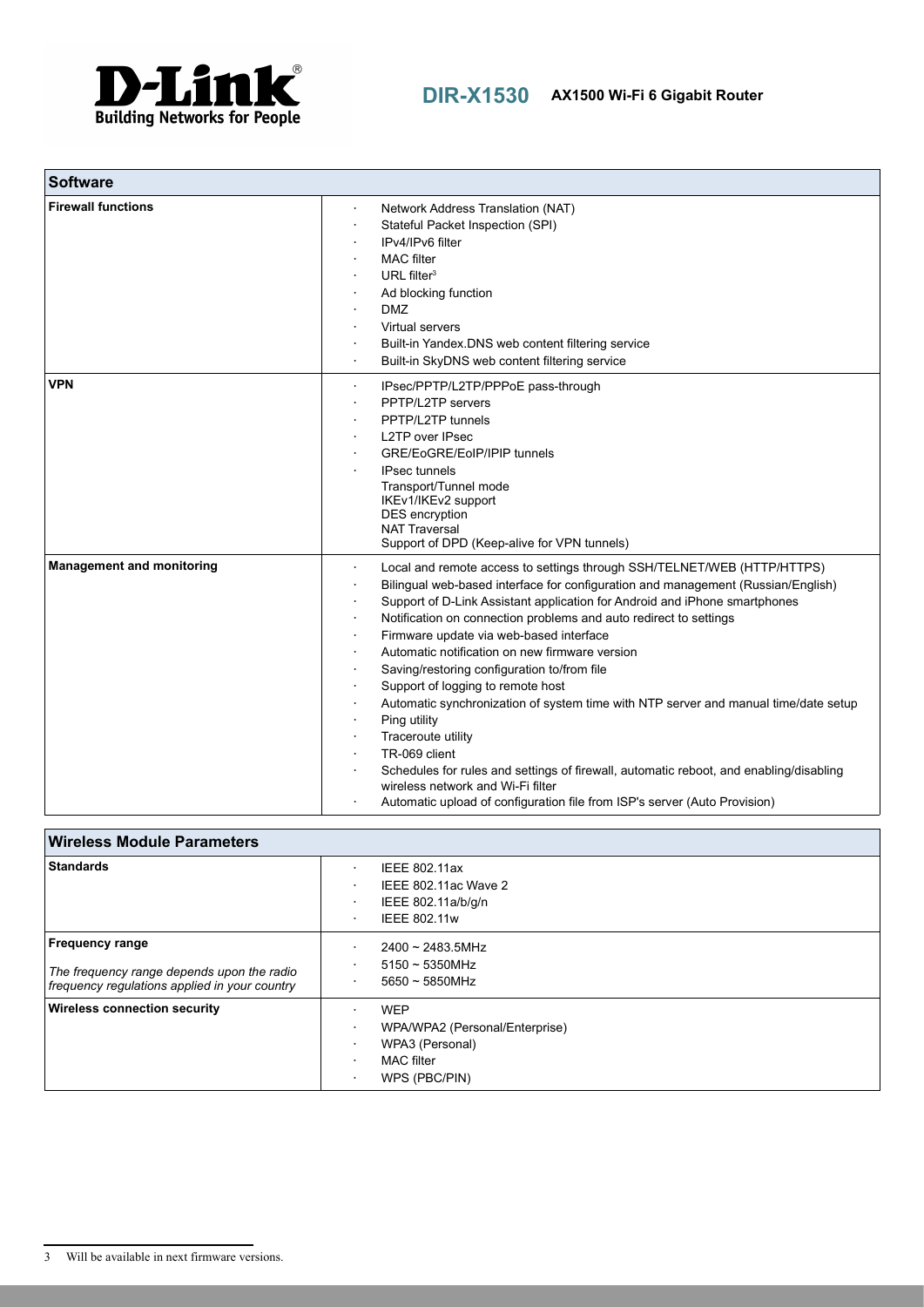## Software

| Software | |
|---|---|
| **Firewall functions** | · Network Address Translation (NAT)<br>· Stateful Packet Inspection (SPI)<br>· IPv4/IPv6 filter<br>· MAC filter<br>· URL filter[3]<br>· Ad blocking function<br>· DMZ<br>· Virtual servers<br>· Built-in Yandex.DNS web content filtering service<br>· Built-in SkyDNS web content filtering service |
| **VPN** | · IPsec/PPTP/L2TP/PPPoE pass-through<br>· PPTP/L2TP servers<br>· PPTP/L2TP tunnels<br>· L2TP over IPsec<br>· GRE/EoGRE/EoIP/IPIP tunnels<br>· IPsec tunnels<br>Transport/Tunnel mode<br>IKEv1/IKEv2 support<br>DES encryption<br>NAT Traversal<br>Support of DPD (Keep-alive for VPN tunnels) |
| **Management and monitoring** | · Local and remote access to settings through SSH/TELNET/WEB (HTTP/HTTPS)<br>· Bilingual web-based interface for configuration and management (Russian/English)<br>· Support of D-Link Assistant application for Android and iPhone smartphones<br>· Notification on connection problems and auto redirect to settings<br>· Firmware update via web-based interface<br>· Automatic notification on new firmware version<br>· Saving/restoring configuration to/from file<br>· Support of logging to remote host<br>· Automatic synchronization of system time with NTP server and manual time/date setup<br>· Ping utility<br>· Traceroute utility<br>· TR-069 client<br>· Schedules for rules and settings of firewall, automatic reboot, and enabling/disabling wireless network and Wi-Fi filter<br>· Automatic upload of configuration file from ISP's server (Auto Provision) |

## Wireless Module Parameters

| Wireless Module Parameters | |
|---|---|
| **Standards** | · IEEE 802.11ax<br>· IEEE 802.11ac Wave 2<br>· IEEE 802.11a/b/g/n<br>· IEEE 802.11w |
| **Frequency range**<br><br>*The frequency range depends upon the radio frequency regulations applied in your country* | · 2400 ~ 2483.5MHz<br>· 5150 ~ 5350MHz<br>· 5650 ~ 5850MHz |
| **Wireless connection security** | · WEP<br>· WPA/WPA2 (Personal/Enterprise)<br>· WPA3 (Personal)<br>· MAC filter<br>· WPS (PBC/PIN) |

[3] Will be available in next firmware versions.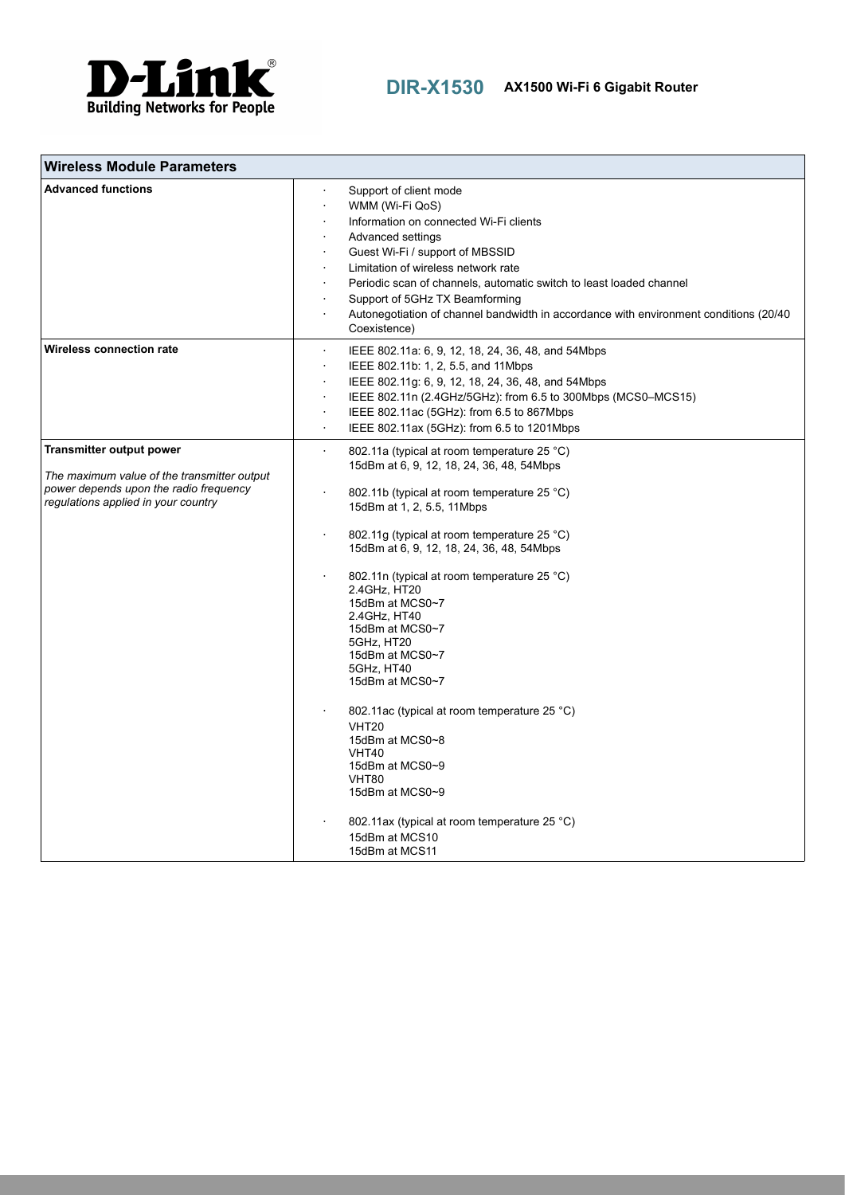| Wireless Module Parameters | |
|---|---|
| **Advanced functions** | · Support of client mode<br>· WMM (Wi-Fi QoS)<br>· Information on connected Wi-Fi clients<br>· Advanced settings<br>· Guest Wi-Fi / support of MBSSID<br>· Limitation of wireless network rate<br>· Periodic scan of channels, automatic switch to least loaded channel<br>· Support of 5GHz TX Beamforming<br>· Autonegotiation of channel bandwidth in accordance with environment conditions (20/40 Coexistence) |
| **Wireless connection rate** | · IEEE 802.11a: 6, 9, 12, 18, 24, 36, 48, and 54Mbps<br>· IEEE 802.11b: 1, 2, 5.5, and 11Mbps<br>· IEEE 802.11g: 6, 9, 12, 18, 24, 36, 48, and 54Mbps<br>· IEEE 802.11n (2.4GHz/5GHz): from 6.5 to 300Mbps (MCS0–MCS15)<br>· IEEE 802.11ac (5GHz): from 6.5 to 867Mbps<br>· IEEE 802.11ax (5GHz): from 6.5 to 1201Mbps |
| **Transmitter output power**<br><br>*The maximum value of the transmitter output power depends upon the radio frequency regulations applied in your country* | · 802.11a (typical at room temperature 25 °C)<br>15dBm at 6, 9, 12, 18, 24, 36, 48, 54Mbps<br><br>· 802.11b (typical at room temperature 25 °C)<br>15dBm at 1, 2, 5.5, 11Mbps<br><br>· 802.11g (typical at room temperature 25 °C)<br>15dBm at 6, 9, 12, 18, 24, 36, 48, 54Mbps<br><br>· 802.11n (typical at room temperature 25 °C)<br>2.4GHz, HT20<br>15dBm at MCS0~7<br>2.4GHz, HT40<br>15dBm at MCS0~7<br>5GHz, HT20<br>15dBm at MCS0~7<br>5GHz, HT40<br>15dBm at MCS0~7<br><br>· 802.11ac (typical at room temperature 25 °C)<br>VHT20<br>15dBm at MCS0~8<br>VHT40<br>15dBm at MCS0~9<br>VHT80<br>15dBm at MCS0~9<br><br>· 802.11ax (typical at room temperature 25 °C)<br>15dBm at MCS10<br>15dBm at MCS11 |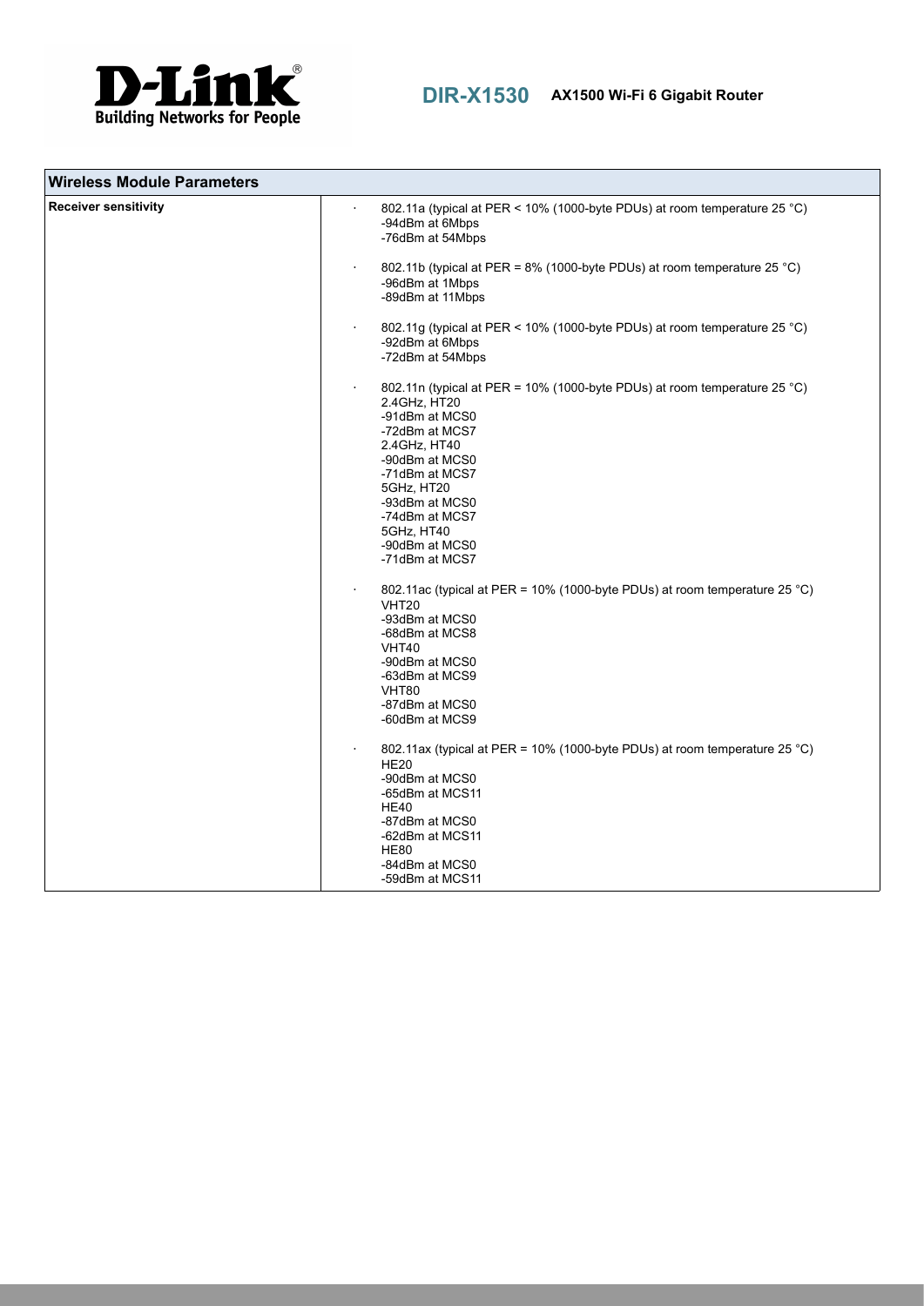| Wireless Module Parameters | |
|---|---|
| **Receiver sensitivity** | · 802.11a (typical at PER < 10% (1000-byte PDUs) at room temperature 25 °C)<br>-94dBm at 6Mbps<br>-76dBm at 54Mbps<br><br>· 802.11b (typical at PER = 8% (1000-byte PDUs) at room temperature 25 °C)<br>-96dBm at 1Mbps<br>-89dBm at 11Mbps<br><br>· 802.11g (typical at PER < 10% (1000-byte PDUs) at room temperature 25 °C)<br>-92dBm at 6Mbps<br>-72dBm at 54Mbps<br><br>· 802.11n (typical at PER = 10% (1000-byte PDUs) at room temperature 25 °C)<br>2.4GHz, HT20<br>-91dBm at MCS0<br>-72dBm at MCS7<br>2.4GHz, HT40<br>-90dBm at MCS0<br>-71dBm at MCS7<br>5GHz, HT20<br>-93dBm at MCS0<br>-74dBm at MCS7<br>5GHz, HT40<br>-90dBm at MCS0<br>-71dBm at MCS7<br><br>· 802.11ac (typical at PER = 10% (1000-byte PDUs) at room temperature 25 °C)<br>VHT20<br>-93dBm at MCS0<br>-68dBm at MCS8<br>VHT40<br>-90dBm at MCS0<br>-63dBm at MCS9<br>VHT80<br>-87dBm at MCS0<br>-60dBm at MCS9<br><br>· 802.11ax (typical at PER = 10% (1000-byte PDUs) at room temperature 25 °C)<br>HE20<br>-90dBm at MCS0<br>-65dBm at MCS11<br>HE40<br>-87dBm at MCS0<br>-62dBm at MCS11<br>HE80<br>-84dBm at MCS0<br>-59dBm at MCS11 |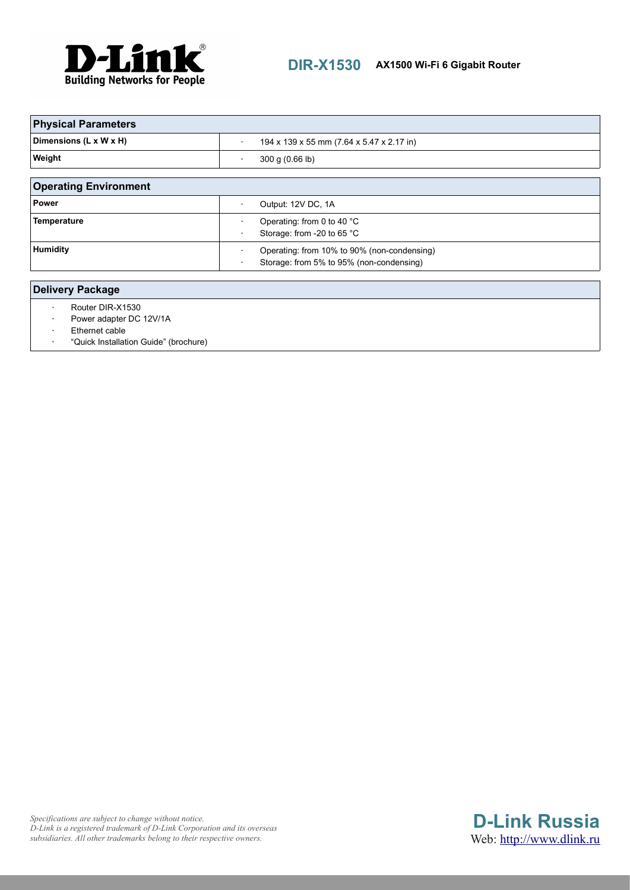| Physical Parameters | |
|---|---|
| **Dimensions (L x W x H)** | 194 x 139 x 55 mm (7.64 x 5.47 x 2.17 in) |
| **Weight** | 300 g (0.66 lb) |

| Operating Environment | |
|---|---|
| **Power** | Output: 12V DC, 1A |
| **Temperature** | Operating: from 0 to 40 °C<br>Storage: from -20 to 65 °C |
| **Humidity** | Operating: from 10% to 90% (non-condensing)<br>Storage: from 5% to 95% (non-condensing) |

**Delivery Package**

- Router DIR-X1530
- Power adapter DC 12V/1A
- Ethernet cable
- "Quick Installation Guide" (brochure)

*Specifications are subject to change without notice.*
*D-Link is a registered trademark of D-Link Corporation and its overseas subsidiaries. All other trademarks belong to their respective owners.*

**D-Link Russia**
Web: http://www.dlink.ru